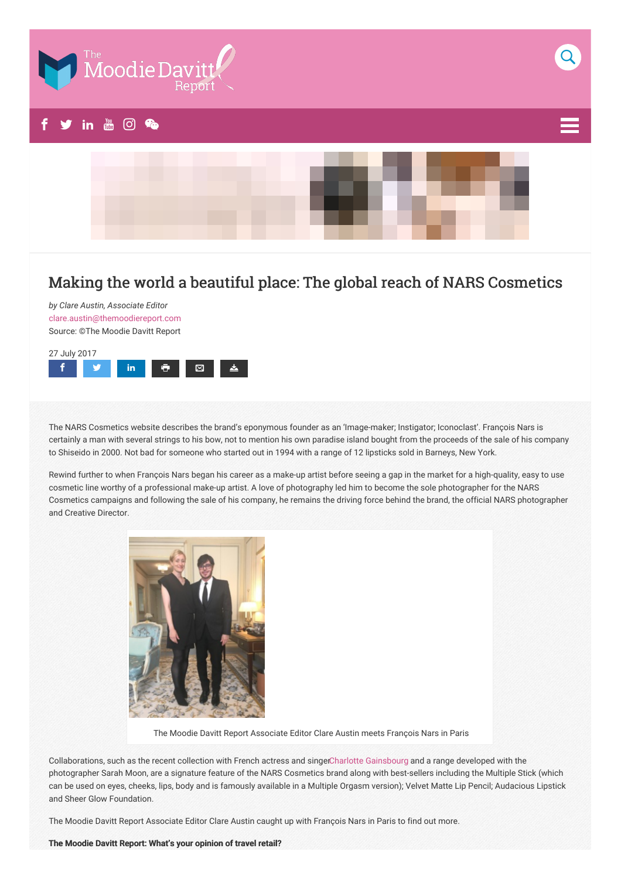# Making the world a beautiful place: The global reach of NARS Cosmetics

*by Clare Austin, Associate Editor*
clare.austin@themoodiereport.com
Source: ©The Moodie Davitt Report

27 July 2017

The NARS Cosmetics website describes the brand's eponymous founder as an 'Image-maker; Instigator; Iconoclast'. François Nars is certainly a man with several strings to his bow, not to mention his own paradise island bought from the proceeds of the sale of his company to Shiseido in 2000. Not bad for someone who started out in 1994 with a range of 12 lipsticks sold in Barneys, New York.

Rewind further to when François Nars began his career as a make-up artist before seeing a gap in the market for a high-quality, easy to use cosmetic line worthy of a professional make-up artist. A love of photography led him to become the sole photographer for the NARS Cosmetics campaigns and following the sale of his company, he remains the driving force behind the brand, the official NARS photographer and Creative Director.

The Moodie Davitt Report Associate Editor Clare Austin meets François Nars in Paris

Collaborations, such as the recent collection with French actress and singerCharlotte Gainsbourg and a range developed with the photographer Sarah Moon, are a signature feature of the NARS Cosmetics brand along with best-sellers including the Multiple Stick (which can be used on eyes, cheeks, lips, body and is famously available in a Multiple Orgasm version); Velvet Matte Lip Pencil; Audacious Lipstick and Sheer Glow Foundation.

The Moodie Davitt Report Associate Editor Clare Austin caught up with François Nars in Paris to find out more.

**The Moodie Davitt Report: What's your opinion of travel retail?**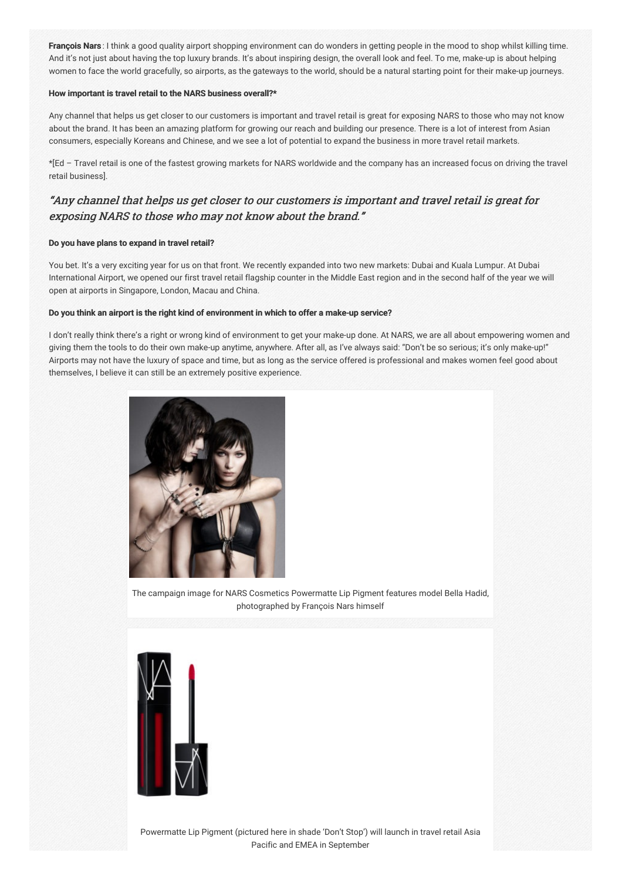**François Nars**: I think a good quality airport shopping environment can do wonders in getting people in the mood to shop whilst killing time. And it's not just about having the top luxury brands. It's about inspiring design, the overall look and feel. To me, make-up is about helping women to face the world gracefully, so airports, as the gateways to the world, should be a natural starting point for their make-up journeys.

**How important is travel retail to the NARS business overall?***

Any channel that helps us get closer to our customers is important and travel retail is great for exposing NARS to those who may not know about the brand. It has been an amazing platform for growing our reach and building our presence. There is a lot of interest from Asian consumers, especially Koreans and Chinese, and we see a lot of potential to expand the business in more travel retail markets.

*[Ed – Travel retail is one of the fastest growing markets for NARS worldwide and the company has an increased focus on driving the travel retail business].

> *"Any channel that helps us get closer to our customers is important and travel retail is great for exposing NARS to those who may not know about the brand."*

**Do you have plans to expand in travel retail?**

You bet. It's a very exciting year for us on that front. We recently expanded into two new markets: Dubai and Kuala Lumpur. At Dubai International Airport, we opened our first travel retail flagship counter in the Middle East region and in the second half of the year we will open at airports in Singapore, London, Macau and China.

**Do you think an airport is the right kind of environment in which to offer a make-up service?**

I don't really think there's a right or wrong kind of environment to get your make-up done. At NARS, we are all about empowering women and giving them the tools to do their own make-up anytime, anywhere. After all, as I've always said: "Don't be so serious; it's only make-up!" Airports may not have the luxury of space and time, but as long as the service offered is professional and makes women feel good about themselves, I believe it can still be an extremely positive experience.

The campaign image for NARS Cosmetics Powermatte Lip Pigment features model Bella Hadid, photographed by François Nars himself

Powermatte Lip Pigment (pictured here in shade 'Don't Stop') will launch in travel retail Asia Pacific and EMEA in September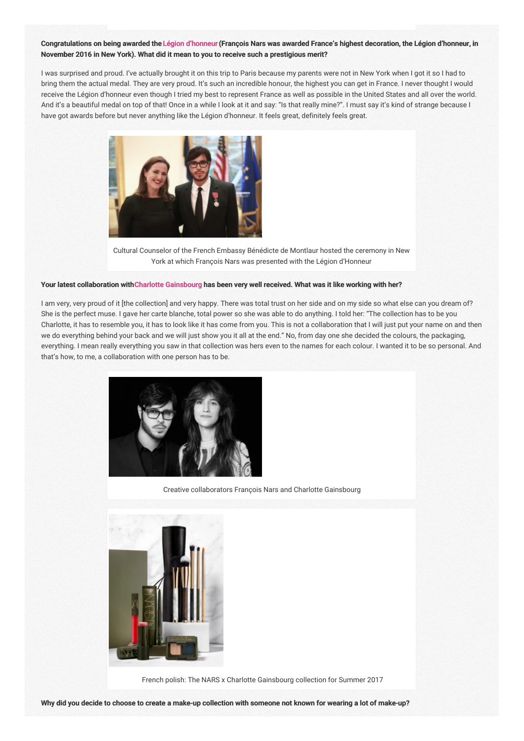**Congratulations on being awarded the Légion d'honneur (François Nars was awarded France's highest decoration, the Légion d'honneur, in November 2016 in New York). What did it mean to you to receive such a prestigious merit?**

I was surprised and proud. I've actually brought it on this trip to Paris because my parents were not in New York when I got it so I had to bring them the actual medal. They are very proud. It's such an incredible honour, the highest you can get in France. I never thought I would receive the Légion d'honneur even though I tried my best to represent France as well as possible in the United States and all over the world. And it's a beautiful medal on top of that! Once in a while I look at it and say: "Is that really mine?". I must say it's kind of strange because I have got awards before but never anything like the Légion d'honneur. It feels great, definitely feels great.

Cultural Counselor of the French Embassy Bénédicte de Montlaur hosted the ceremony in New York at which François Nars was presented with the Légion d'Honneur

**Your latest collaboration with Charlotte Gainsbourg has been very well received. What was it like working with her?**

I am very, very proud of it [the collection] and very happy. There was total trust on her side and on my side so what else can you dream of? She is the perfect muse. I gave her carte blanche, total power so she was able to do anything. I told her: "The collection has to be you Charlotte, it has to resemble you, it has to look like it has come from you. This is not a collaboration that I will just put your name on and then we do everything behind your back and we will just show you it all at the end." No, from day one she decided the colours, the packaging, everything. I mean really everything you saw in that collection was hers even to the names for each colour. I wanted it to be so personal. And that's how, to me, a collaboration with one person has to be.

Creative collaborators François Nars and Charlotte Gainsbourg

French polish: The NARS x Charlotte Gainsbourg collection for Summer 2017

**Why did you decide to choose to create a make-up collection with someone not known for wearing a lot of make-up?**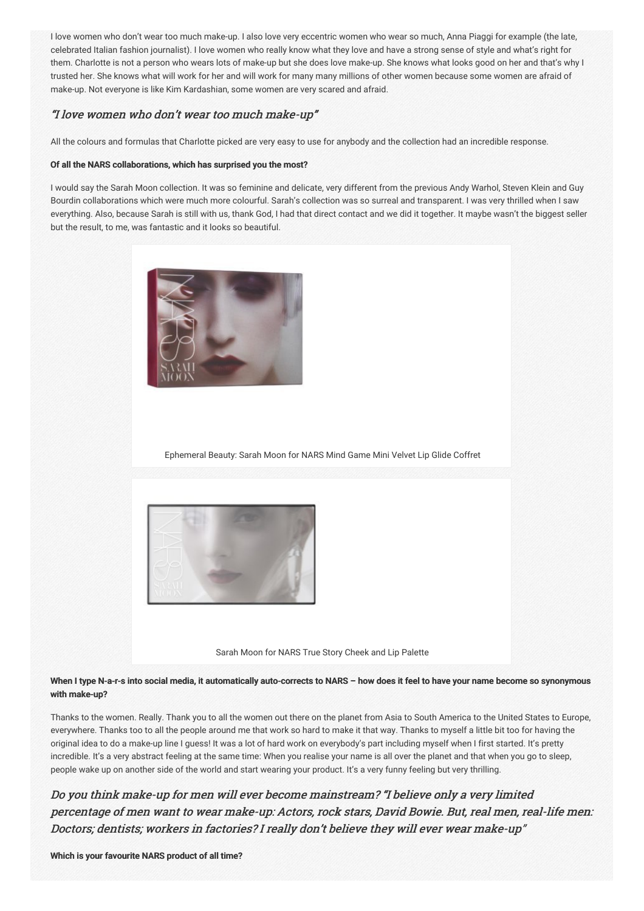I love women who don't wear too much make-up. I also love very eccentric women who wear so much, Anna Piaggi for example (the late, celebrated Italian fashion journalist). I love women who really know what they love and have a strong sense of style and what's right for them. Charlotte is not a person who wears lots of make-up but she does love make-up. She knows what looks good on her and that's why I trusted her. She knows what will work for her and will work for many many millions of other women because some women are afraid of make-up. Not everyone is like Kim Kardashian, some women are very scared and afraid.

## *"I love women who don't wear too much make-up"*

All the colours and formulas that Charlotte picked are very easy to use for anybody and the collection had an incredible response.

**Of all the NARS collaborations, which has surprised you the most?**

I would say the Sarah Moon collection. It was so feminine and delicate, very different from the previous Andy Warhol, Steven Klein and Guy Bourdin collaborations which were much more colourful. Sarah's collection was so surreal and transparent. I was very thrilled when I saw everything. Also, because Sarah is still with us, thank God, I had that direct contact and we did it together. It maybe wasn't the biggest seller but the result, to me, was fantastic and it looks so beautiful.

Ephemeral Beauty: Sarah Moon for NARS Mind Game Mini Velvet Lip Glide Coffret

Sarah Moon for NARS True Story Cheek and Lip Palette

**When I type N-a-r-s into social media, it automatically auto-corrects to NARS – how does it feel to have your name become so synonymous with make-up?**

Thanks to the women. Really. Thank you to all the women out there on the planet from Asia to South America to the United States to Europe, everywhere. Thanks too to all the people around me that work so hard to make it that way. Thanks to myself a little bit too for having the original idea to do a make-up line I guess! It was a lot of hard work on everybody's part including myself when I first started. It's pretty incredible. It's a very abstract feeling at the same time: When you realise your name is all over the planet and that when you go to sleep, people wake up on another side of the world and start wearing your product. It's a very funny feeling but very thrilling.

## *Do you think make-up for men will ever become mainstream? "I believe only a very limited percentage of men want to wear make-up: Actors, rock stars, David Bowie. But, real men, real-life men: Doctors; dentists; workers in factories? I really don't believe they will ever wear make-up"*

**Which is your favourite NARS product of all time?**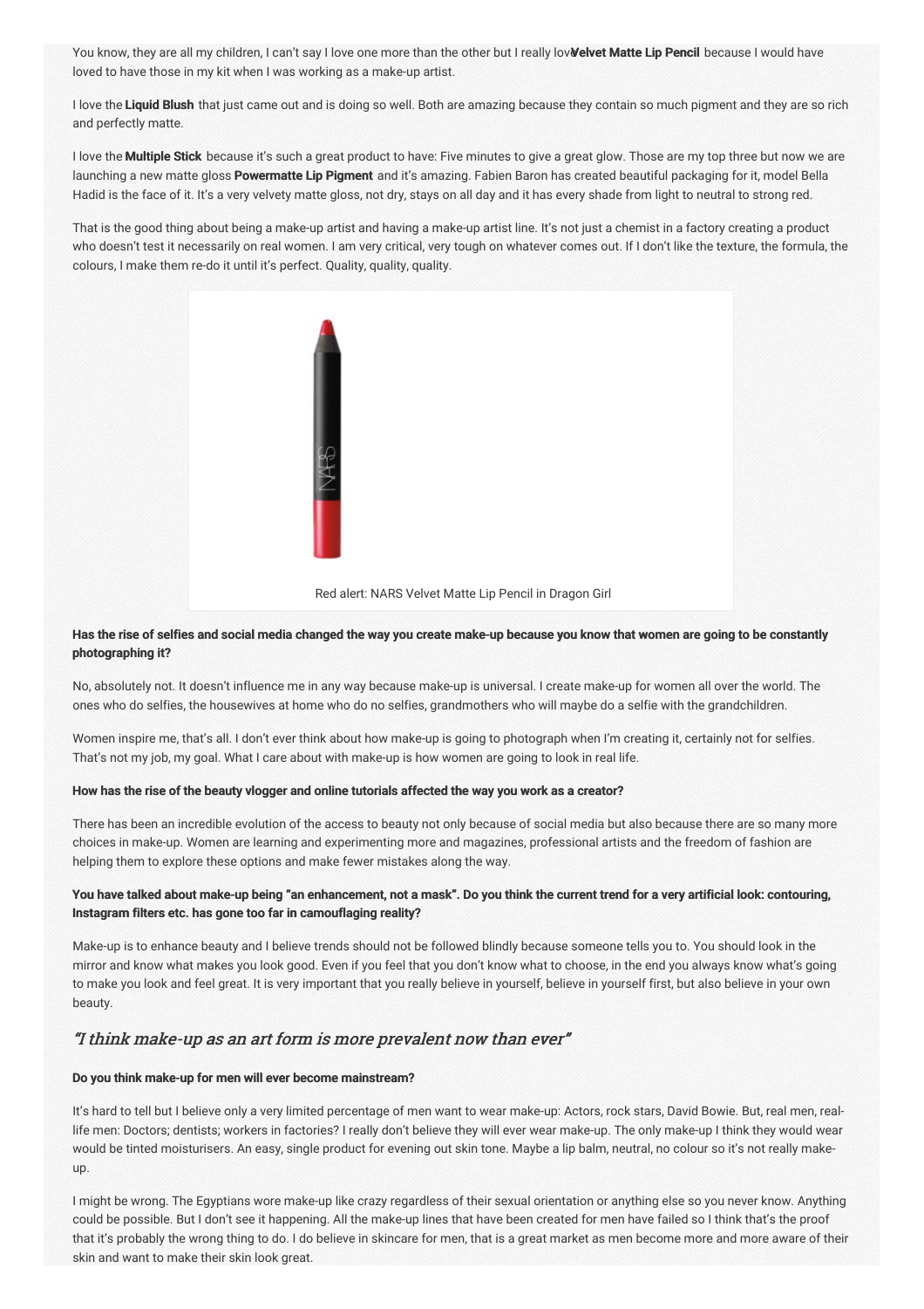You know, they are all my children, I can't say I love one more than the other but I really love **Velvet Matte Lip Pencil** because I would have loved to have those in my kit when I was working as a make-up artist.

I love the **Liquid Blush** that just came out and is doing so well. Both are amazing because they contain so much pigment and they are so rich and perfectly matte.

I love the **Multiple Stick** because it's such a great product to have: Five minutes to give a great glow. Those are my top three but now we are launching a new matte gloss **Powermatte Lip Pigment** and it's amazing. Fabien Baron has created beautiful packaging for it, model Bella Hadid is the face of it. It's a very velvety matte gloss, not dry, stays on all day and it has every shade from light to neutral to strong red.

That is the good thing about being a make-up artist and having a make-up artist line. It's not just a chemist in a factory creating a product who doesn't test it necessarily on real women. I am very critical, very tough on whatever comes out. If I don't like the texture, the formula, the colours, I make them re-do it until it's perfect. Quality, quality, quality.

Red alert: NARS Velvet Matte Lip Pencil in Dragon Girl

**Has the rise of selfies and social media changed the way you create make-up because you know that women are going to be constantly photographing it?**

No, absolutely not. It doesn't influence me in any way because make-up is universal. I create make-up for women all over the world. The ones who do selfies, the housewives at home who do no selfies, grandmothers who will maybe do a selfie with the grandchildren.

Women inspire me, that's all. I don't ever think about how make-up is going to photograph when I'm creating it, certainly not for selfies. That's not my job, my goal. What I care about with make-up is how women are going to look in real life.

**How has the rise of the beauty vlogger and online tutorials affected the way you work as a creator?**

There has been an incredible evolution of the access to beauty not only because of social media but also because there are so many more choices in make-up. Women are learning and experimenting more and magazines, professional artists and the freedom of fashion are helping them to explore these options and make fewer mistakes along the way.

**You have talked about make-up being "an enhancement, not a mask". Do you think the current trend for a very artificial look: contouring, Instagram filters etc. has gone too far in camouflaging reality?**

Make-up is to enhance beauty and I believe trends should not be followed blindly because someone tells you to. You should look in the mirror and know what makes you look good. Even if you feel that you don't know what to choose, in the end you always know what's going to make you look and feel great. It is very important that you really believe in yourself, believe in yourself first, but also believe in your own beauty.

## *"I think make-up as an art form is more prevalent now than ever"*

**Do you think make-up for men will ever become mainstream?**

It's hard to tell but I believe only a very limited percentage of men want to wear make-up: Actors, rock stars, David Bowie. But, real men, real-life men: Doctors; dentists; workers in factories? I really don't believe they will ever wear make-up. The only make-up I think they would wear would be tinted moisturisers. An easy, single product for evening out skin tone. Maybe a lip balm, neutral, no colour so it's not really make-up.

I might be wrong. The Egyptians wore make-up like crazy regardless of their sexual orientation or anything else so you never know. Anything could be possible. But I don't see it happening. All the make-up lines that have been created for men have failed so I think that's the proof that it's probably the wrong thing to do. I do believe in skincare for men, that is a great market as men become more and more aware of their skin and want to make their skin look great.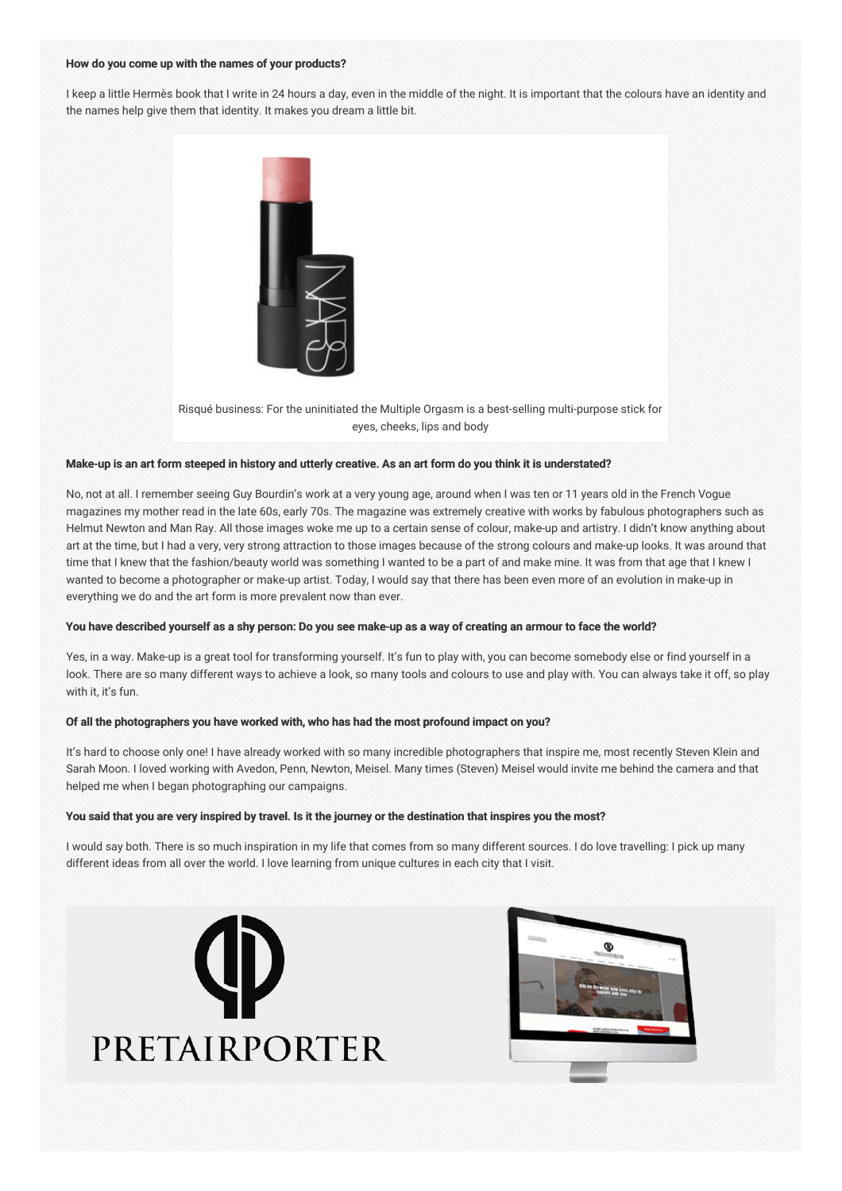**How do you come up with the names of your products?**

I keep a little Hermès book that I write in 24 hours a day, even in the middle of the night. It is important that the colours have an identity and the names help give them that identity. It makes you dream a little bit.

Risqué business: For the uninitiated the Multiple Orgasm is a best-selling multi-purpose stick for eyes, cheeks, lips and body

**Make-up is an art form steeped in history and utterly creative. As an art form do you think it is understated?**

No, not at all. I remember seeing Guy Bourdin's work at a very young age, around when I was ten or 11 years old in the French Vogue magazines my mother read in the late 60s, early 70s. The magazine was extremely creative with works by fabulous photographers such as Helmut Newton and Man Ray. All those images woke me up to a certain sense of colour, make-up and artistry. I didn't know anything about art at the time, but I had a very, very strong attraction to those images because of the strong colours and make-up looks. It was around that time that I knew that the fashion/beauty world was something I wanted to be a part of and make mine. It was from that age that I knew I wanted to become a photographer or make-up artist. Today, I would say that there has been even more of an evolution in make-up in everything we do and the art form is more prevalent now than ever.

**You have described yourself as a shy person: Do you see make-up as a way of creating an armour to face the world?**

Yes, in a way. Make-up is a great tool for transforming yourself. It's fun to play with, you can become somebody else or find yourself in a look. There are so many different ways to achieve a look, so many tools and colours to use and play with. You can always take it off, so play with it, it's fun.

**Of all the photographers you have worked with, who has had the most profound impact on you?**

It's hard to choose only one! I have already worked with so many incredible photographers that inspire me, most recently Steven Klein and Sarah Moon. I loved working with Avedon, Penn, Newton, Meisel. Many times (Steven) Meisel would invite me behind the camera and that helped me when I began photographing our campaigns.

**You said that you are very inspired by travel. Is it the journey or the destination that inspires you the most?**

I would say both. There is so much inspiration in my life that comes from so many different sources. I do love travelling: I pick up many different ideas from all over the world. I love learning from unique cultures in each city that I visit.

PRETAIRPORTER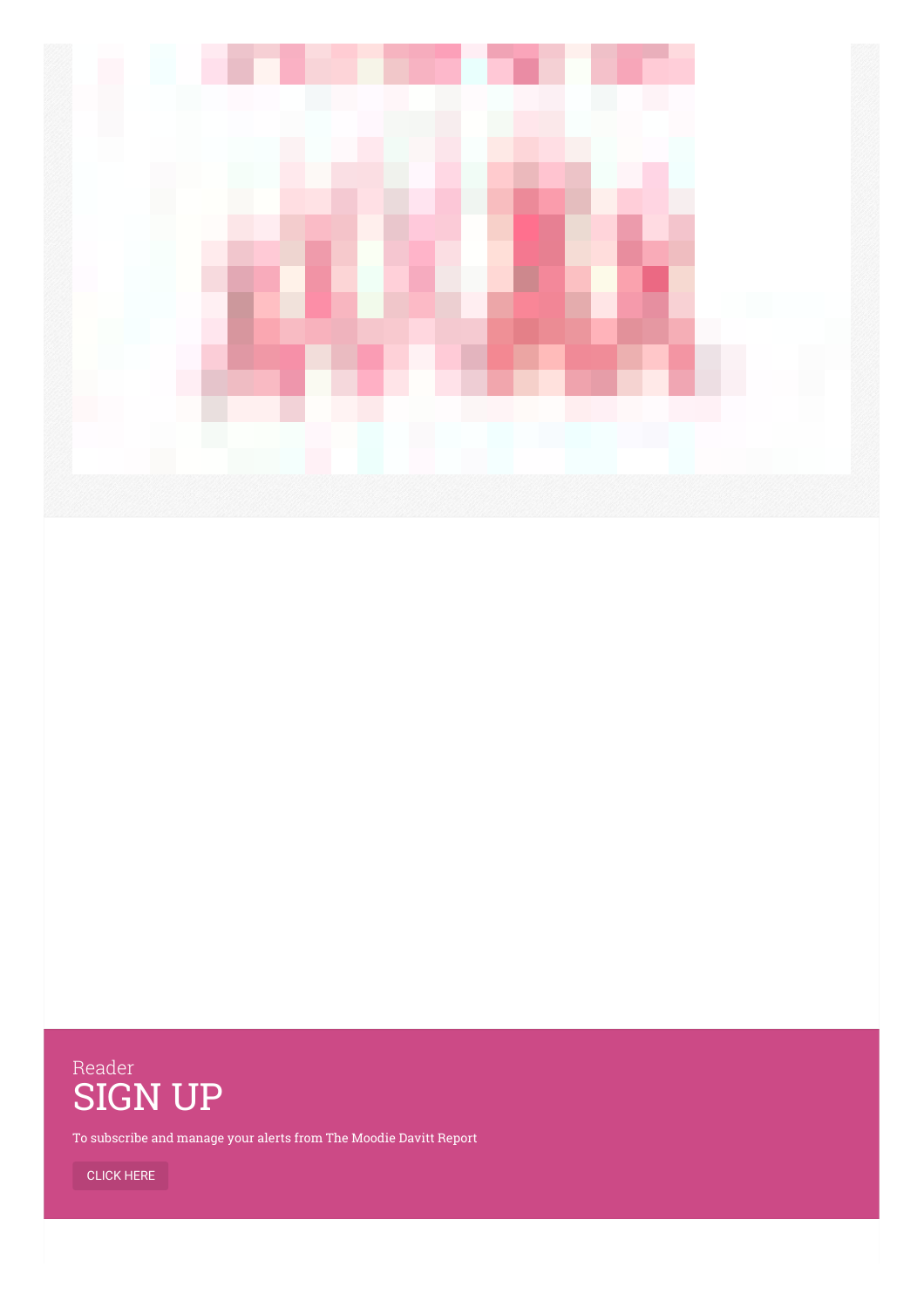Reader

# SIGN UP

To subscribe and manage your alerts from The Moodie Davitt Report

CLICK HERE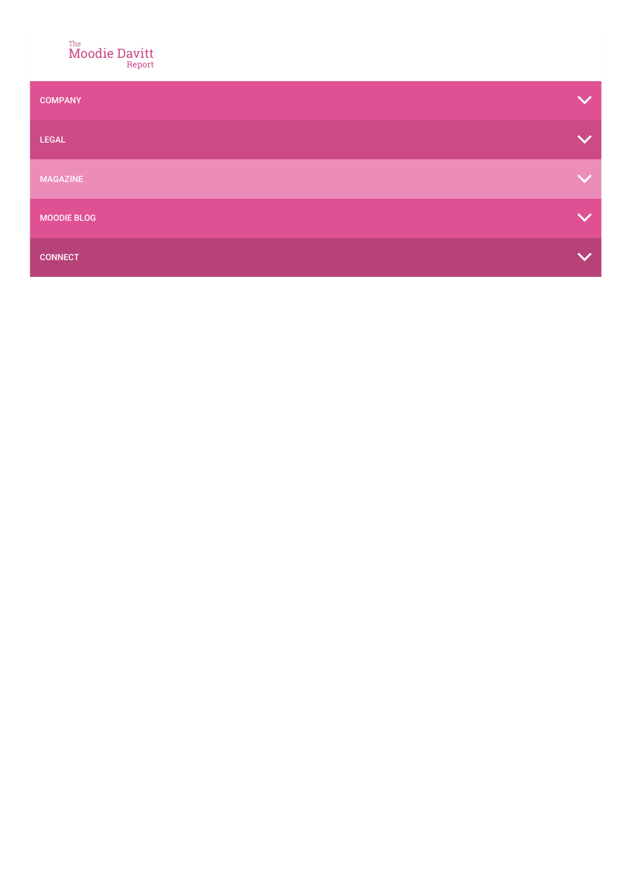The
Moodie Davitt
Report

COMPANY

LEGAL

MAGAZINE

MOODIE BLOG

CONNECT